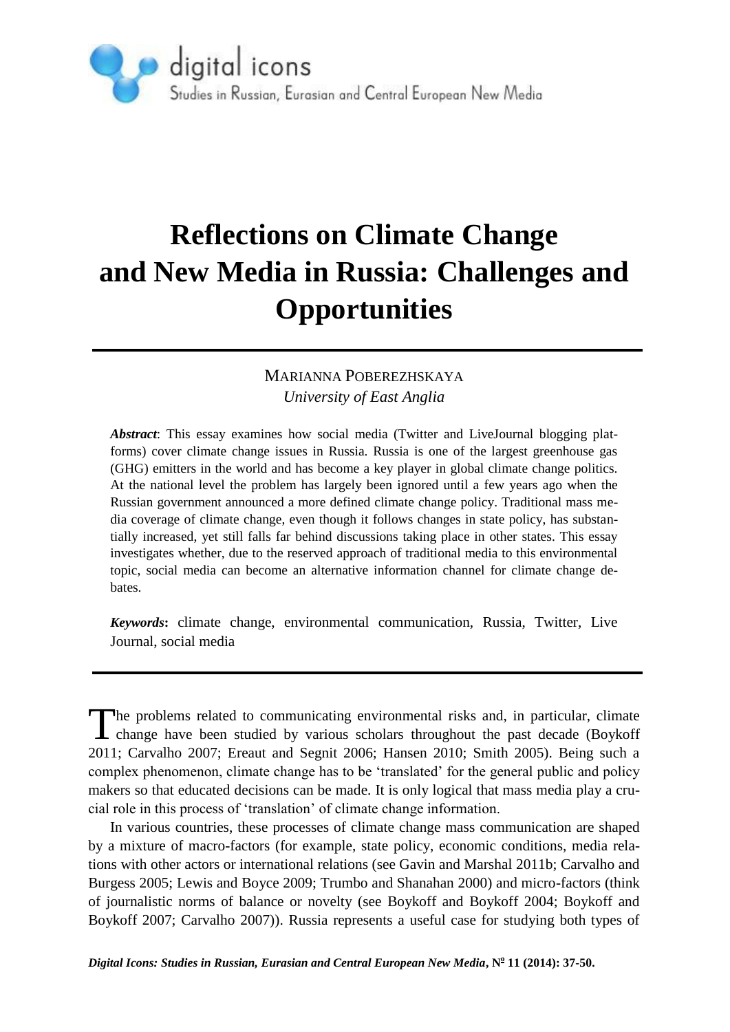# Reflections on Climate Change and New Media in Russia: Challenges and Opportunities

MARIANNA POBEREZHSKAYA
*University of East Anglia*

***Abstract***: This essay examines how social media (Twitter and LiveJournal blogging platforms) cover climate change issues in Russia. Russia is one of the largest greenhouse gas (GHG) emitters in the world and has become a key player in global climate change politics. At the national level the problem has largely been ignored until a few years ago when the Russian government announced a more defined climate change policy. Traditional mass media coverage of climate change, even though it follows changes in state policy, has substantially increased, yet still falls far behind discussions taking place in other states. This essay investigates whether, due to the reserved approach of traditional media to this environmental topic, social media can become an alternative information channel for climate change debates.

***Keywords*****:** climate change, environmental communication, Russia, Twitter, Live Journal, social media

The problems related to communicating environmental risks and, in particular, climate change have been studied by various scholars throughout the past decade (Boykoff 2011; Carvalho 2007; Ereaut and Segnit 2006; Hansen 2010; Smith 2005). Being such a complex phenomenon, climate change has to be 'translated' for the general public and policy makers so that educated decisions can be made. It is only logical that mass media play a crucial role in this process of 'translation' of climate change information.

In various countries, these processes of climate change mass communication are shaped by a mixture of macro-factors (for example, state policy, economic conditions, media relations with other actors or international relations (see Gavin and Marshal 2011b; Carvalho and Burgess 2005; Lewis and Boyce 2009; Trumbo and Shanahan 2000) and micro-factors (think of journalistic norms of balance or novelty (see Boykoff and Boykoff 2004; Boykoff and Boykoff 2007; Carvalho 2007)). Russia represents a useful case for studying both types of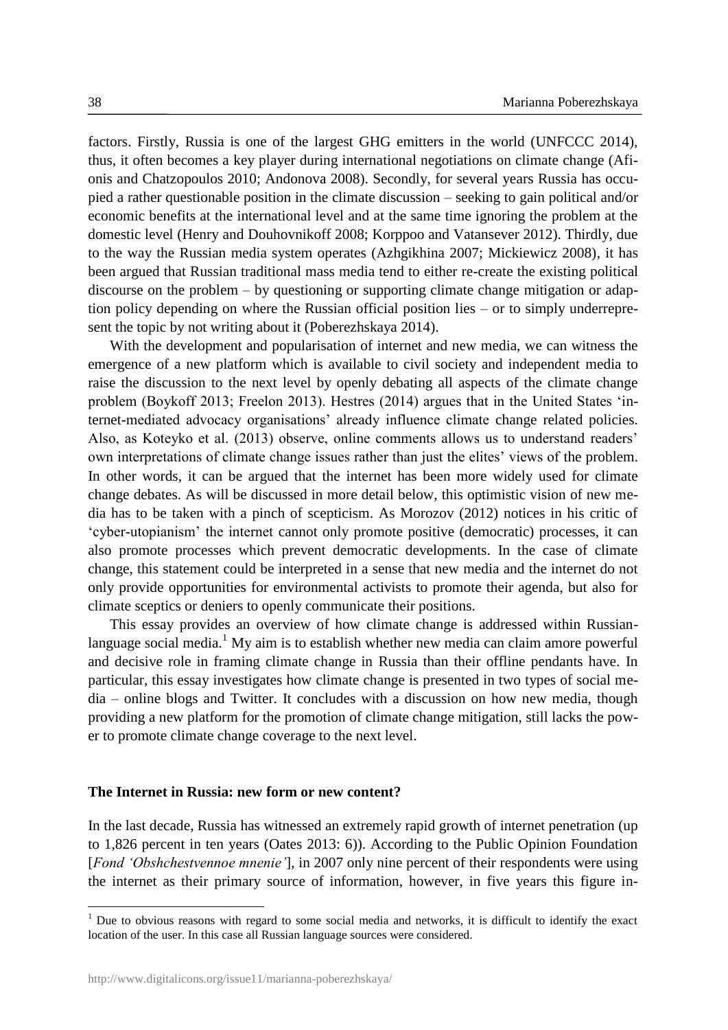factors. Firstly, Russia is one of the largest GHG emitters in the world (UNFCCC 2014), thus, it often becomes a key player during international negotiations on climate change (Afionis and Chatzopoulos 2010; Andonova 2008). Secondly, for several years Russia has occupied a rather questionable position in the climate discussion – seeking to gain political and/or economic benefits at the international level and at the same time ignoring the problem at the domestic level (Henry and Douhovnikoff 2008; Korppoo and Vatansever 2012). Thirdly, due to the way the Russian media system operates (Azhgikhina 2007; Mickiewicz 2008), it has been argued that Russian traditional mass media tend to either re-create the existing political discourse on the problem – by questioning or supporting climate change mitigation or adaption policy depending on where the Russian official position lies – or to simply underrepresent the topic by not writing about it (Poberezhskaya 2014).

With the development and popularisation of internet and new media, we can witness the emergence of a new platform which is available to civil society and independent media to raise the discussion to the next level by openly debating all aspects of the climate change problem (Boykoff 2013; Freelon 2013). Hestres (2014) argues that in the United States 'internet-mediated advocacy organisations' already influence climate change related policies. Also, as Koteyko et al. (2013) observe, online comments allows us to understand readers' own interpretations of climate change issues rather than just the elites' views of the problem. In other words, it can be argued that the internet has been more widely used for climate change debates. As will be discussed in more detail below, this optimistic vision of new media has to be taken with a pinch of scepticism. As Morozov (2012) notices in his critic of 'cyber-utopianism' the internet cannot only promote positive (democratic) processes, it can also promote processes which prevent democratic developments. In the case of climate change, this statement could be interpreted in a sense that new media and the internet do not only provide opportunities for environmental activists to promote their agenda, but also for climate sceptics or deniers to openly communicate their positions.

This essay provides an overview of how climate change is addressed within Russian-language social media.[1] My aim is to establish whether new media can claim amore powerful and decisive role in framing climate change in Russia than their offline pendants have. In particular, this essay investigates how climate change is presented in two types of social media – online blogs and Twitter. It concludes with a discussion on how new media, though providing a new platform for the promotion of climate change mitigation, still lacks the power to promote climate change coverage to the next level.

## The Internet in Russia: new form or new content?

In the last decade, Russia has witnessed an extremely rapid growth of internet penetration (up to 1,826 percent in ten years (Oates 2013: 6)). According to the Public Opinion Foundation [*Fond 'Obshchestvennoe mnenie'*], in 2007 only nine percent of their respondents were using the internet as their primary source of information, however, in five years this figure in-

[1] Due to obvious reasons with regard to some social media and networks, it is difficult to identify the exact location of the user. In this case all Russian language sources were considered.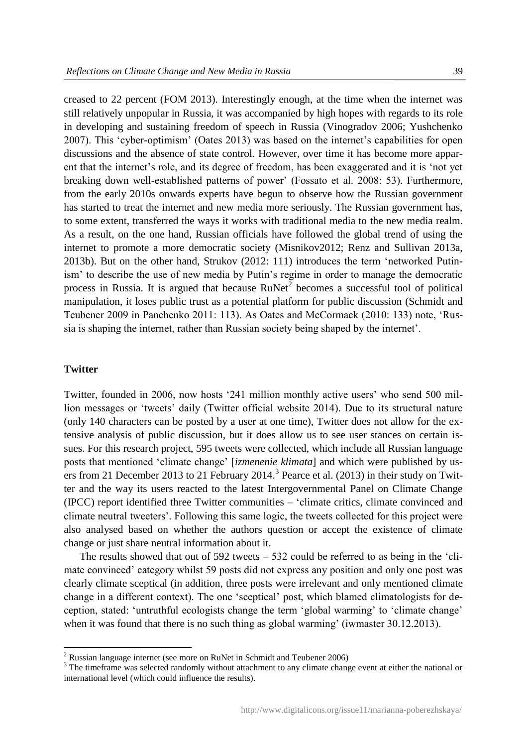creased to 22 percent (FOM 2013). Interestingly enough, at the time when the internet was still relatively unpopular in Russia, it was accompanied by high hopes with regards to its role in developing and sustaining freedom of speech in Russia (Vinogradov 2006; Yushchenko 2007). This 'cyber-optimism' (Oates 2013) was based on the internet's capabilities for open discussions and the absence of state control. However, over time it has become more apparent that the internet's role, and its degree of freedom, has been exaggerated and it is 'not yet breaking down well-established patterns of power' (Fossato et al. 2008: 53). Furthermore, from the early 2010s onwards experts have begun to observe how the Russian government has started to treat the internet and new media more seriously. The Russian government has, to some extent, transferred the ways it works with traditional media to the new media realm. As a result, on the one hand, Russian officials have followed the global trend of using the internet to promote a more democratic society (Misnikov2012; Renz and Sullivan 2013a, 2013b). But on the other hand, Strukov (2012: 111) introduces the term 'networked Putinism' to describe the use of new media by Putin's regime in order to manage the democratic process in Russia. It is argued that because RuNet[2] becomes a successful tool of political manipulation, it loses public trust as a potential platform for public discussion (Schmidt and Teubener 2009 in Panchenko 2011: 113). As Oates and McCormack (2010: 133) note, 'Russia is shaping the internet, rather than Russian society being shaped by the internet'.

## Twitter

Twitter, founded in 2006, now hosts '241 million monthly active users' who send 500 million messages or 'tweets' daily (Twitter official website 2014). Due to its structural nature (only 140 characters can be posted by a user at one time), Twitter does not allow for the extensive analysis of public discussion, but it does allow us to see user stances on certain issues. For this research project, 595 tweets were collected, which include all Russian language posts that mentioned 'climate change' [*izmenenie klimata*] and which were published by users from 21 December 2013 to 21 February 2014.[3] Pearce et al. (2013) in their study on Twitter and the way its users reacted to the latest Intergovernmental Panel on Climate Change (IPCC) report identified three Twitter communities – 'climate critics, climate convinced and climate neutral tweeters'. Following this same logic, the tweets collected for this project were also analysed based on whether the authors question or accept the existence of climate change or just share neutral information about it.

The results showed that out of 592 tweets – 532 could be referred to as being in the 'climate convinced' category whilst 59 posts did not express any position and only one post was clearly climate sceptical (in addition, three posts were irrelevant and only mentioned climate change in a different context). The one 'sceptical' post, which blamed climatologists for deception, stated: 'untruthful ecologists change the term 'global warming' to 'climate change' when it was found that there is no such thing as global warming' (iwmaster 30.12.2013).

[2] Russian language internet (see more on RuNet in Schmidt and Teubener 2006)

[3] The timeframe was selected randomly without attachment to any climate change event at either the national or international level (which could influence the results).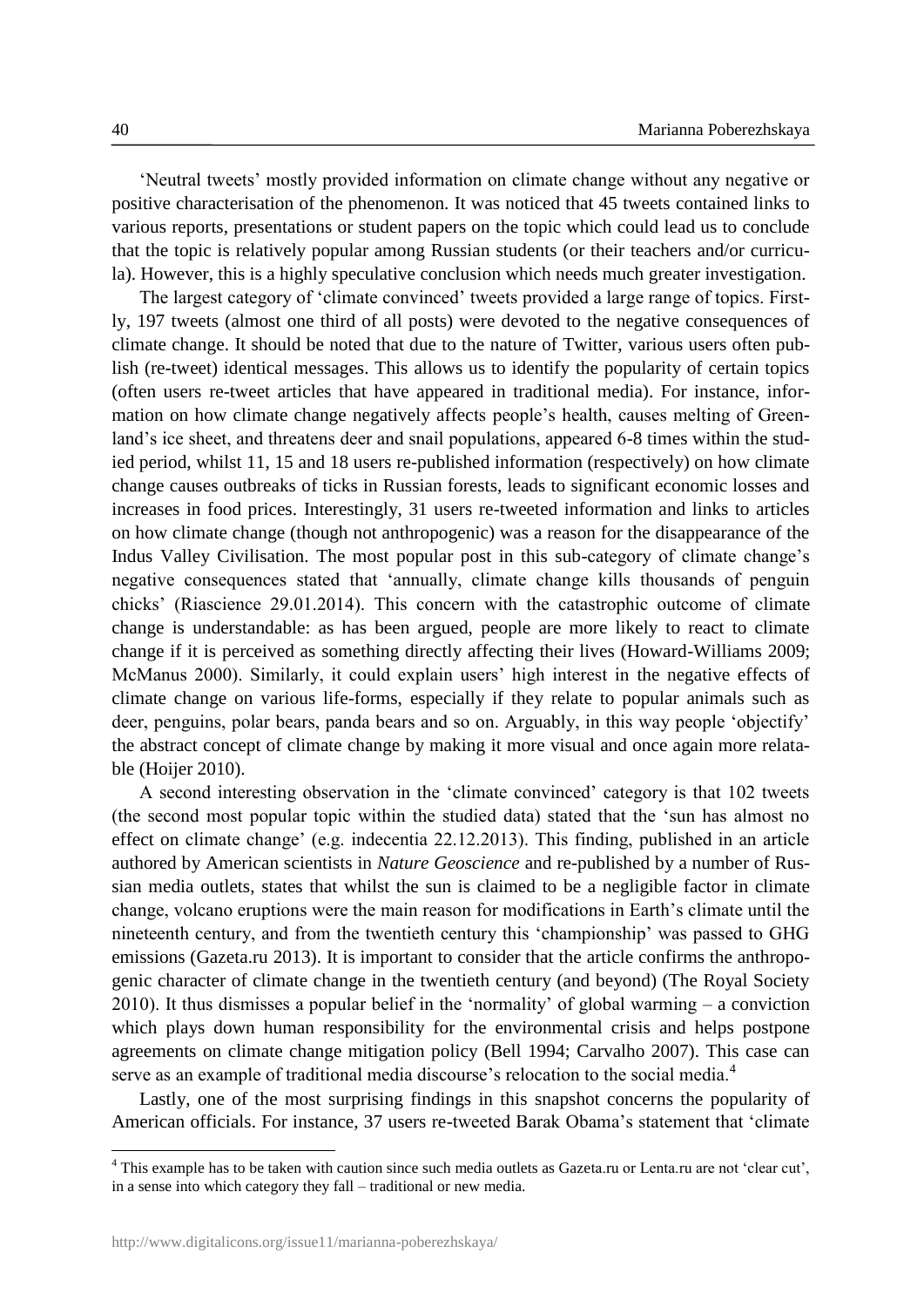'Neutral tweets' mostly provided information on climate change without any negative or positive characterisation of the phenomenon. It was noticed that 45 tweets contained links to various reports, presentations or student papers on the topic which could lead us to conclude that the topic is relatively popular among Russian students (or their teachers and/or curricula). However, this is a highly speculative conclusion which needs much greater investigation.

The largest category of 'climate convinced' tweets provided a large range of topics. Firstly, 197 tweets (almost one third of all posts) were devoted to the negative consequences of climate change. It should be noted that due to the nature of Twitter, various users often publish (re-tweet) identical messages. This allows us to identify the popularity of certain topics (often users re-tweet articles that have appeared in traditional media). For instance, information on how climate change negatively affects people's health, causes melting of Greenland's ice sheet, and threatens deer and snail populations, appeared 6-8 times within the studied period, whilst 11, 15 and 18 users re-published information (respectively) on how climate change causes outbreaks of ticks in Russian forests, leads to significant economic losses and increases in food prices. Interestingly, 31 users re-tweeted information and links to articles on how climate change (though not anthropogenic) was a reason for the disappearance of the Indus Valley Civilisation. The most popular post in this sub-category of climate change's negative consequences stated that 'annually, climate change kills thousands of penguin chicks' (Riascience 29.01.2014). This concern with the catastrophic outcome of climate change is understandable: as has been argued, people are more likely to react to climate change if it is perceived as something directly affecting their lives (Howard-Williams 2009; McManus 2000). Similarly, it could explain users' high interest in the negative effects of climate change on various life-forms, especially if they relate to popular animals such as deer, penguins, polar bears, panda bears and so on. Arguably, in this way people 'objectify' the abstract concept of climate change by making it more visual and once again more relatable (Hoijer 2010).

A second interesting observation in the 'climate convinced' category is that 102 tweets (the second most popular topic within the studied data) stated that the 'sun has almost no effect on climate change' (e.g. indecentia 22.12.2013). This finding, published in an article authored by American scientists in *Nature Geoscience* and re-published by a number of Russian media outlets, states that whilst the sun is claimed to be a negligible factor in climate change, volcano eruptions were the main reason for modifications in Earth's climate until the nineteenth century, and from the twentieth century this 'championship' was passed to GHG emissions (Gazeta.ru 2013). It is important to consider that the article confirms the anthropogenic character of climate change in the twentieth century (and beyond) (The Royal Society 2010). It thus dismisses a popular belief in the 'normality' of global warming – a conviction which plays down human responsibility for the environmental crisis and helps postpone agreements on climate change mitigation policy (Bell 1994; Carvalho 2007). This case can serve as an example of traditional media discourse's relocation to the social media.[4]

Lastly, one of the most surprising findings in this snapshot concerns the popularity of American officials. For instance, 37 users re-tweeted Barak Obama's statement that 'climate

[4] This example has to be taken with caution since such media outlets as Gazeta.ru or Lenta.ru are not 'clear cut', in a sense into which category they fall – traditional or new media.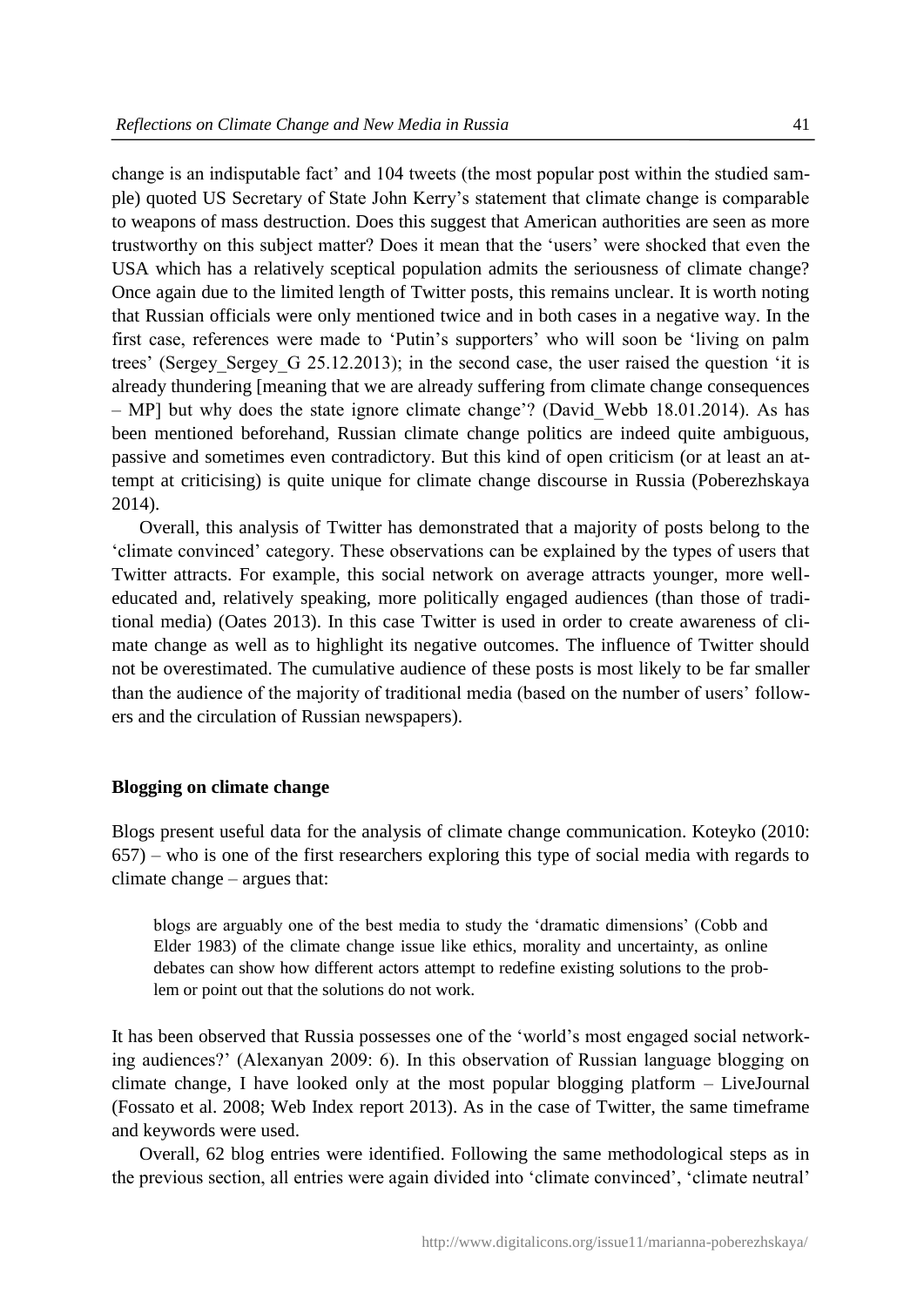change is an indisputable fact' and 104 tweets (the most popular post within the studied sample) quoted US Secretary of State John Kerry's statement that climate change is comparable to weapons of mass destruction. Does this suggest that American authorities are seen as more trustworthy on this subject matter? Does it mean that the 'users' were shocked that even the USA which has a relatively sceptical population admits the seriousness of climate change? Once again due to the limited length of Twitter posts, this remains unclear. It is worth noting that Russian officials were only mentioned twice and in both cases in a negative way. In the first case, references were made to 'Putin's supporters' who will soon be 'living on palm trees' (Sergey_Sergey_G 25.12.2013); in the second case, the user raised the question 'it is already thundering [meaning that we are already suffering from climate change consequences – MP] but why does the state ignore climate change'? (David_Webb 18.01.2014). As has been mentioned beforehand, Russian climate change politics are indeed quite ambiguous, passive and sometimes even contradictory. But this kind of open criticism (or at least an attempt at criticising) is quite unique for climate change discourse in Russia (Poberezhskaya 2014).

Overall, this analysis of Twitter has demonstrated that a majority of posts belong to the 'climate convinced' category. These observations can be explained by the types of users that Twitter attracts. For example, this social network on average attracts younger, more well-educated and, relatively speaking, more politically engaged audiences (than those of traditional media) (Oates 2013). In this case Twitter is used in order to create awareness of climate change as well as to highlight its negative outcomes. The influence of Twitter should not be overestimated. The cumulative audience of these posts is most likely to be far smaller than the audience of the majority of traditional media (based on the number of users' followers and the circulation of Russian newspapers).

### Blogging on climate change

Blogs present useful data for the analysis of climate change communication. Koteyko (2010: 657) – who is one of the first researchers exploring this type of social media with regards to climate change – argues that:

> blogs are arguably one of the best media to study the 'dramatic dimensions' (Cobb and Elder 1983) of the climate change issue like ethics, morality and uncertainty, as online debates can show how different actors attempt to redefine existing solutions to the problem or point out that the solutions do not work.

It has been observed that Russia possesses one of the 'world's most engaged social networking audiences?' (Alexanyan 2009: 6). In this observation of Russian language blogging on climate change, I have looked only at the most popular blogging platform – LiveJournal (Fossato et al. 2008; Web Index report 2013). As in the case of Twitter, the same timeframe and keywords were used.

Overall, 62 blog entries were identified. Following the same methodological steps as in the previous section, all entries were again divided into 'climate convinced', 'climate neutral'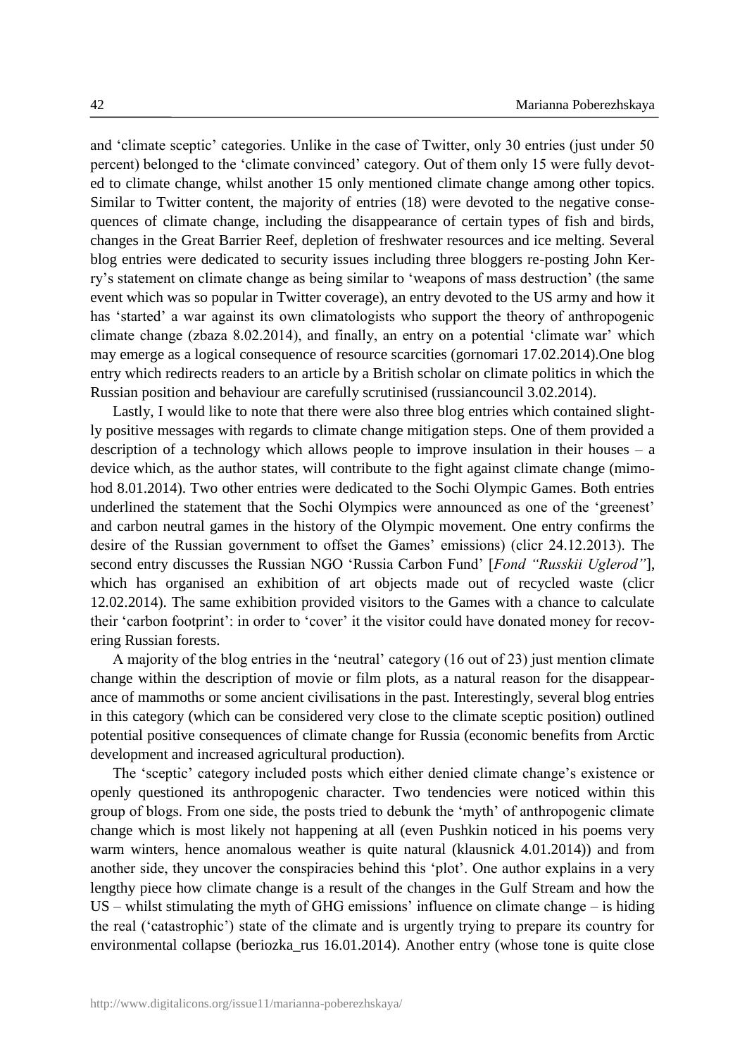and 'climate sceptic' categories. Unlike in the case of Twitter, only 30 entries (just under 50 percent) belonged to the 'climate convinced' category. Out of them only 15 were fully devoted to climate change, whilst another 15 only mentioned climate change among other topics. Similar to Twitter content, the majority of entries (18) were devoted to the negative consequences of climate change, including the disappearance of certain types of fish and birds, changes in the Great Barrier Reef, depletion of freshwater resources and ice melting. Several blog entries were dedicated to security issues including three bloggers re-posting John Kerry's statement on climate change as being similar to 'weapons of mass destruction' (the same event which was so popular in Twitter coverage), an entry devoted to the US army and how it has 'started' a war against its own climatologists who support the theory of anthropogenic climate change (zbaza 8.02.2014), and finally, an entry on a potential 'climate war' which may emerge as a logical consequence of resource scarcities (gornomari 17.02.2014).One blog entry which redirects readers to an article by a British scholar on climate politics in which the Russian position and behaviour are carefully scrutinised (russiancouncil 3.02.2014).

Lastly, I would like to note that there were also three blog entries which contained slightly positive messages with regards to climate change mitigation steps. One of them provided a description of a technology which allows people to improve insulation in their houses – a device which, as the author states, will contribute to the fight against climate change (mimohod 8.01.2014). Two other entries were dedicated to the Sochi Olympic Games. Both entries underlined the statement that the Sochi Olympics were announced as one of the 'greenest' and carbon neutral games in the history of the Olympic movement. One entry confirms the desire of the Russian government to offset the Games' emissions) (clicr 24.12.2013). The second entry discusses the Russian NGO 'Russia Carbon Fund' [*Fond "Russkii Uglerod"*], which has organised an exhibition of art objects made out of recycled waste (clicr 12.02.2014). The same exhibition provided visitors to the Games with a chance to calculate their 'carbon footprint': in order to 'cover' it the visitor could have donated money for recovering Russian forests.

A majority of the blog entries in the 'neutral' category (16 out of 23) just mention climate change within the description of movie or film plots, as a natural reason for the disappearance of mammoths or some ancient civilisations in the past. Interestingly, several blog entries in this category (which can be considered very close to the climate sceptic position) outlined potential positive consequences of climate change for Russia (economic benefits from Arctic development and increased agricultural production).

The 'sceptic' category included posts which either denied climate change's existence or openly questioned its anthropogenic character. Two tendencies were noticed within this group of blogs. From one side, the posts tried to debunk the 'myth' of anthropogenic climate change which is most likely not happening at all (even Pushkin noticed in his poems very warm winters, hence anomalous weather is quite natural (klausnick 4.01.2014)) and from another side, they uncover the conspiracies behind this 'plot'. One author explains in a very lengthy piece how climate change is a result of the changes in the Gulf Stream and how the US – whilst stimulating the myth of GHG emissions' influence on climate change – is hiding the real ('catastrophic') state of the climate and is urgently trying to prepare its country for environmental collapse (beriozka_rus 16.01.2014). Another entry (whose tone is quite close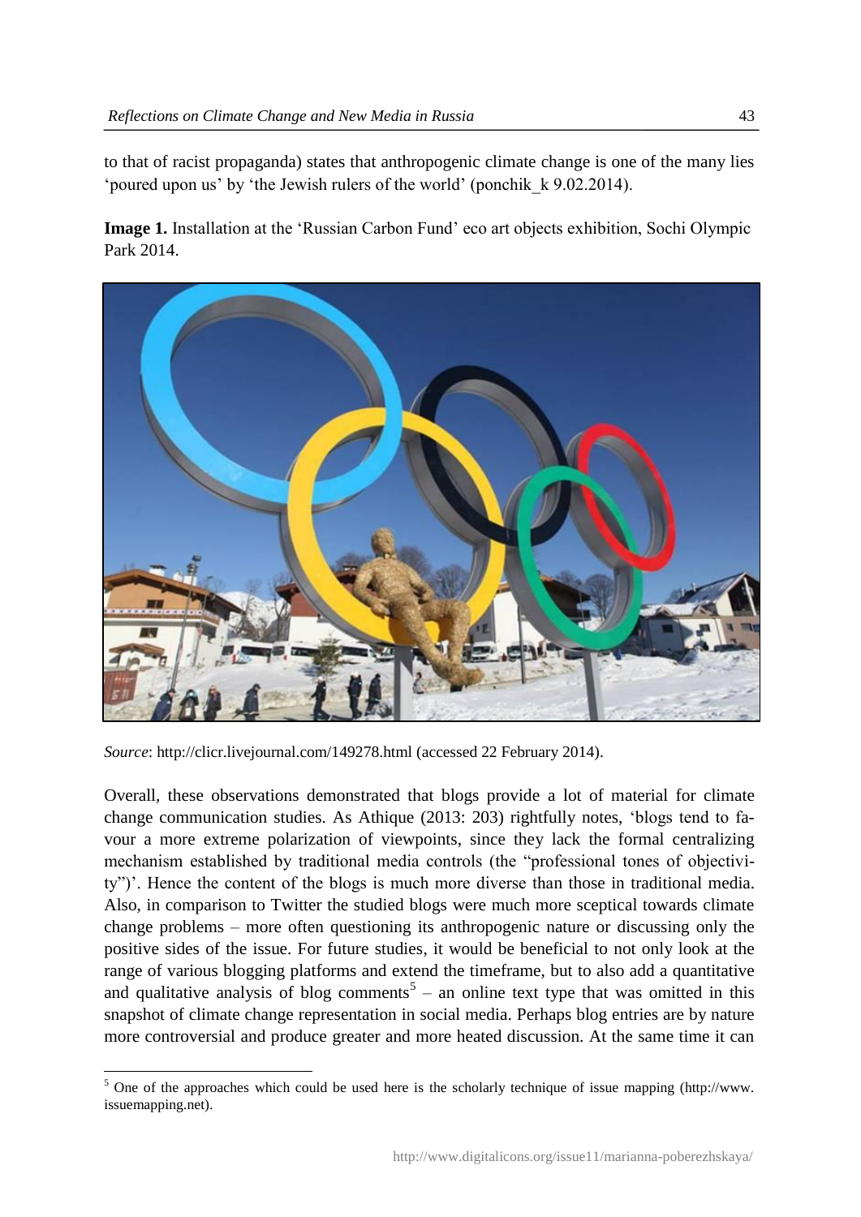to that of racist propaganda) states that anthropogenic climate change is one of the many lies 'poured upon us' by 'the Jewish rulers of the world' (ponchik_k 9.02.2014).

**Image 1.** Installation at the 'Russian Carbon Fund' eco art objects exhibition, Sochi Olympic Park 2014.

*Source*: http://clicr.livejournal.com/149278.html (accessed 22 February 2014).

Overall, these observations demonstrated that blogs provide a lot of material for climate change communication studies. As Athique (2013: 203) rightfully notes, 'blogs tend to favour a more extreme polarization of viewpoints, since they lack the formal centralizing mechanism established by traditional media controls (the "professional tones of objectivity")'. Hence the content of the blogs is much more diverse than those in traditional media. Also, in comparison to Twitter the studied blogs were much more sceptical towards climate change problems – more often questioning its anthropogenic nature or discussing only the positive sides of the issue. For future studies, it would be beneficial to not only look at the range of various blogging platforms and extend the timeframe, but to also add a quantitative and qualitative analysis of blog comments[5] – an online text type that was omitted in this snapshot of climate change representation in social media. Perhaps blog entries are by nature more controversial and produce greater and more heated discussion. At the same time it can

[5] One of the approaches which could be used here is the scholarly technique of issue mapping (http://www.issuemapping.net).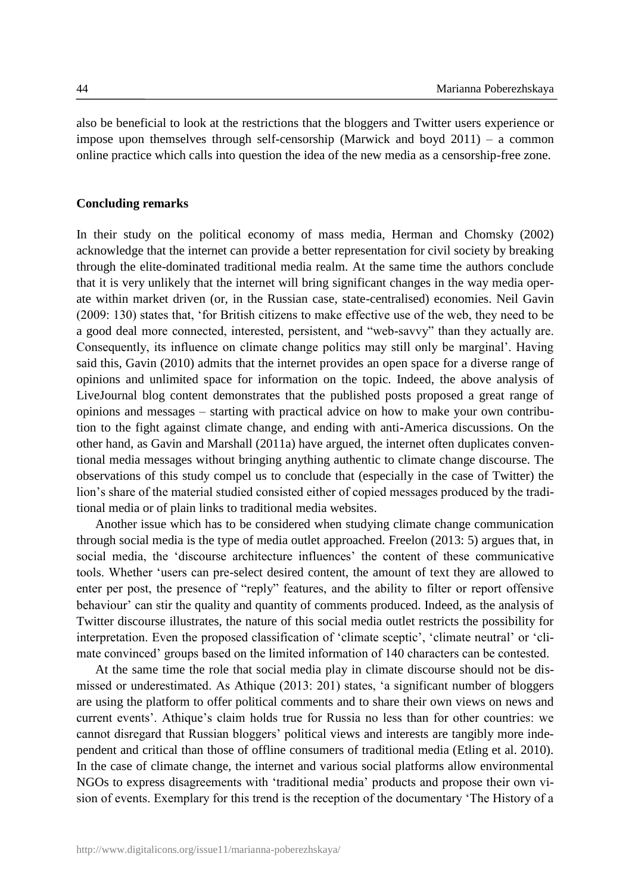also be beneficial to look at the restrictions that the bloggers and Twitter users experience or impose upon themselves through self-censorship (Marwick and boyd 2011) – a common online practice which calls into question the idea of the new media as a censorship-free zone.

## Concluding remarks

In their study on the political economy of mass media, Herman and Chomsky (2002) acknowledge that the internet can provide a better representation for civil society by breaking through the elite-dominated traditional media realm. At the same time the authors conclude that it is very unlikely that the internet will bring significant changes in the way media operate within market driven (or, in the Russian case, state-centralised) economies. Neil Gavin (2009: 130) states that, 'for British citizens to make effective use of the web, they need to be a good deal more connected, interested, persistent, and "web-savvy" than they actually are. Consequently, its influence on climate change politics may still only be marginal'. Having said this, Gavin (2010) admits that the internet provides an open space for a diverse range of opinions and unlimited space for information on the topic. Indeed, the above analysis of LiveJournal blog content demonstrates that the published posts proposed a great range of opinions and messages – starting with practical advice on how to make your own contribution to the fight against climate change, and ending with anti-America discussions. On the other hand, as Gavin and Marshall (2011a) have argued, the internet often duplicates conventional media messages without bringing anything authentic to climate change discourse. The observations of this study compel us to conclude that (especially in the case of Twitter) the lion's share of the material studied consisted either of copied messages produced by the traditional media or of plain links to traditional media websites.

Another issue which has to be considered when studying climate change communication through social media is the type of media outlet approached. Freelon (2013: 5) argues that, in social media, the 'discourse architecture influences' the content of these communicative tools. Whether 'users can pre-select desired content, the amount of text they are allowed to enter per post, the presence of "reply" features, and the ability to filter or report offensive behaviour' can stir the quality and quantity of comments produced. Indeed, as the analysis of Twitter discourse illustrates, the nature of this social media outlet restricts the possibility for interpretation. Even the proposed classification of 'climate sceptic', 'climate neutral' or 'climate convinced' groups based on the limited information of 140 characters can be contested.

At the same time the role that social media play in climate discourse should not be dismissed or underestimated. As Athique (2013: 201) states, 'a significant number of bloggers are using the platform to offer political comments and to share their own views on news and current events'. Athique's claim holds true for Russia no less than for other countries: we cannot disregard that Russian bloggers' political views and interests are tangibly more independent and critical than those of offline consumers of traditional media (Etling et al. 2010). In the case of climate change, the internet and various social platforms allow environmental NGOs to express disagreements with 'traditional media' products and propose their own vision of events. Exemplary for this trend is the reception of the documentary 'The History of a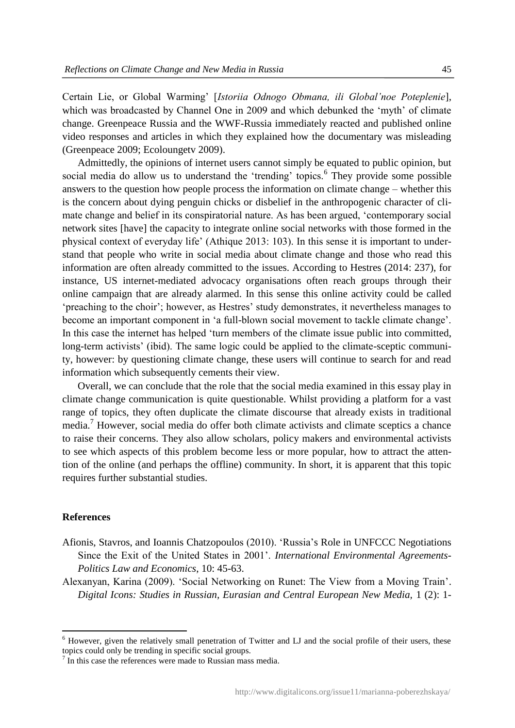Certain Lie, or Global Warming' [*Istoriia Odnogo Obmana, ili Global'noe Poteplenie*], which was broadcasted by Channel One in 2009 and which debunked the 'myth' of climate change. Greenpeace Russia and the WWF-Russia immediately reacted and published online video responses and articles in which they explained how the documentary was misleading (Greenpeace 2009; Ecoloungetv 2009).

Admittedly, the opinions of internet users cannot simply be equated to public opinion, but social media do allow us to understand the 'trending' topics.[6] They provide some possible answers to the question how people process the information on climate change – whether this is the concern about dying penguin chicks or disbelief in the anthropogenic character of climate change and belief in its conspiratorial nature. As has been argued, 'contemporary social network sites [have] the capacity to integrate online social networks with those formed in the physical context of everyday life' (Athique 2013: 103). In this sense it is important to understand that people who write in social media about climate change and those who read this information are often already committed to the issues. According to Hestres (2014: 237), for instance, US internet-mediated advocacy organisations often reach groups through their online campaign that are already alarmed. In this sense this online activity could be called 'preaching to the choir'; however, as Hestres' study demonstrates, it nevertheless manages to become an important component in 'a full-blown social movement to tackle climate change'. In this case the internet has helped 'turn members of the climate issue public into committed, long-term activists' (ibid). The same logic could be applied to the climate-sceptic community, however: by questioning climate change, these users will continue to search for and read information which subsequently cements their view.

Overall, we can conclude that the role that the social media examined in this essay play in climate change communication is quite questionable. Whilst providing a platform for a vast range of topics, they often duplicate the climate discourse that already exists in traditional media.[7] However, social media do offer both climate activists and climate sceptics a chance to raise their concerns. They also allow scholars, policy makers and environmental activists to see which aspects of this problem become less or more popular, how to attract the attention of the online (and perhaps the offline) community. In short, it is apparent that this topic requires further substantial studies.

**References**

Afionis, Stavros, and Ioannis Chatzopoulos (2010). 'Russia's Role in UNFCCC Negotiations Since the Exit of the United States in 2001'. *International Environmental Agreements-Politics Law and Economics*, 10: 45-63.

Alexanyan, Karina (2009). 'Social Networking on Runet: The View from a Moving Train'. *Digital Icons: Studies in Russian, Eurasian and Central European New Media,* 1 (2): 1-

[6] However, given the relatively small penetration of Twitter and LJ and the social profile of their users, these topics could only be trending in specific social groups.

[7] In this case the references were made to Russian mass media.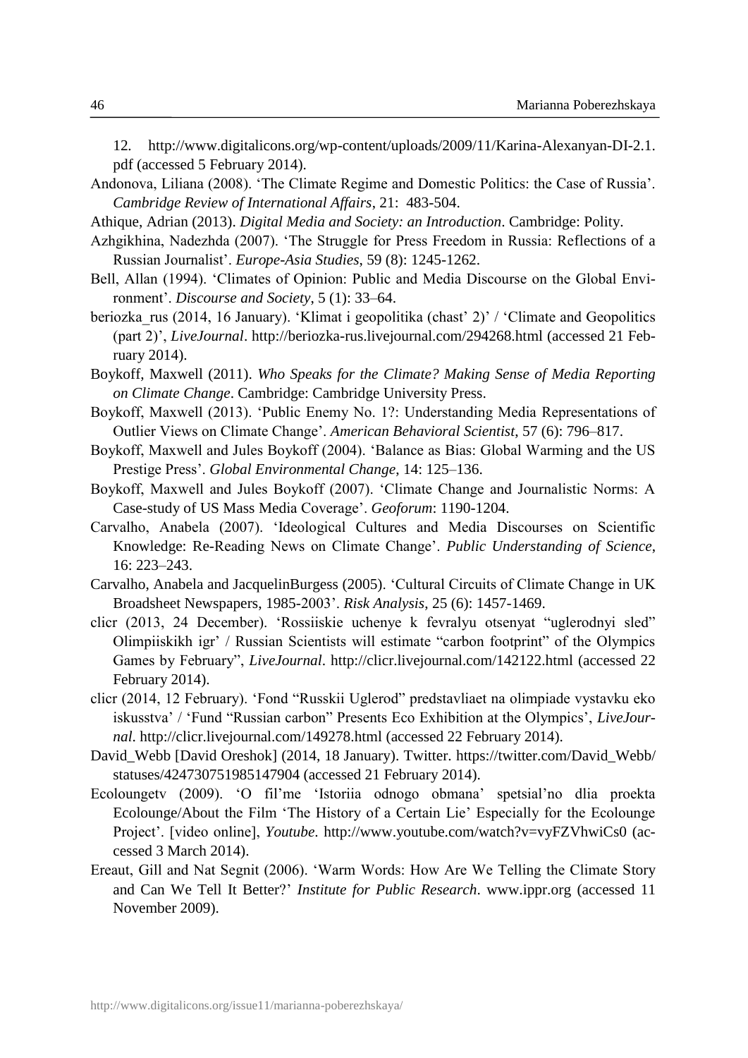12. http://www.digitalicons.org/wp-content/uploads/2009/11/Karina-Alexanyan-DI-2.1.pdf (accessed 5 February 2014).

Andonova, Liliana (2008). 'The Climate Regime and Domestic Politics: the Case of Russia'. *Cambridge Review of International Affairs*, 21: 483-504.

Athique, Adrian (2013). *Digital Media and Society: an Introduction*. Cambridge: Polity.

Azhgikhina, Nadezhda (2007). 'The Struggle for Press Freedom in Russia: Reflections of a Russian Journalist'. *Europe-Asia Studies*, 59 (8): 1245-1262.

Bell, Allan (1994). 'Climates of Opinion: Public and Media Discourse on the Global Environment'. *Discourse and Society*, 5 (1): 33–64.

beriozka_rus (2014, 16 January). 'Klimat i geopolitika (chast' 2)' / 'Climate and Geopolitics (part 2)', *LiveJournal*. http://beriozka-rus.livejournal.com/294268.html (accessed 21 February 2014).

Boykoff, Maxwell (2011). *Who Speaks for the Climate? Making Sense of Media Reporting on Climate Change*. Cambridge: Cambridge University Press.

Boykoff, Maxwell (2013). 'Public Enemy No. 1?: Understanding Media Representations of Outlier Views on Climate Change'. *American Behavioral Scientist*, 57 (6): 796–817.

Boykoff, Maxwell and Jules Boykoff (2004). 'Balance as Bias: Global Warming and the US Prestige Press'. *Global Environmental Change*, 14: 125–136.

Boykoff, Maxwell and Jules Boykoff (2007). 'Climate Change and Journalistic Norms: A Case-study of US Mass Media Coverage'. *Geoforum*: 1190-1204.

Carvalho, Anabela (2007). 'Ideological Cultures and Media Discourses on Scientific Knowledge: Re-Reading News on Climate Change'. *Public Understanding of Science*, 16: 223–243.

Carvalho, Anabela and JacquelinBurgess (2005). 'Cultural Circuits of Climate Change in UK Broadsheet Newspapers, 1985-2003'. *Risk Analysis*, 25 (6): 1457-1469.

clicr (2013, 24 December). 'Rossiiskie uchenye k fevralyu otsenyat "uglerodnyi sled" Olimpiiskikh igr' / Russian Scientists will estimate "carbon footprint" of the Olympics Games by February", *LiveJournal*. http://clicr.livejournal.com/142122.html (accessed 22 February 2014).

clicr (2014, 12 February). 'Fond "Russkii Uglerod" predstavliaet na olimpiade vystavku eko iskusstva' / 'Fund "Russian carbon" Presents Eco Exhibition at the Olympics', *LiveJournal*. http://clicr.livejournal.com/149278.html (accessed 22 February 2014).

David_Webb [David Oreshok] (2014, 18 January). Twitter. https://twitter.com/David_Webb/statuses/424730751985147904 (accessed 21 February 2014).

Ecoloungetv (2009). 'O fil'me 'Istoriia odnogo obmana' spetsial'no dlia proekta Ecolounge/About the Film 'The History of a Certain Lie' Especially for the Ecolounge Project'. [video online], *Youtube*. http://www.youtube.com/watch?v=vyFZVhwiCs0 (accessed 3 March 2014).

Ereaut, Gill and Nat Segnit (2006). 'Warm Words: How Are We Telling the Climate Story and Can We Tell It Better?' *Institute for Public Research*. www.ippr.org (accessed 11 November 2009).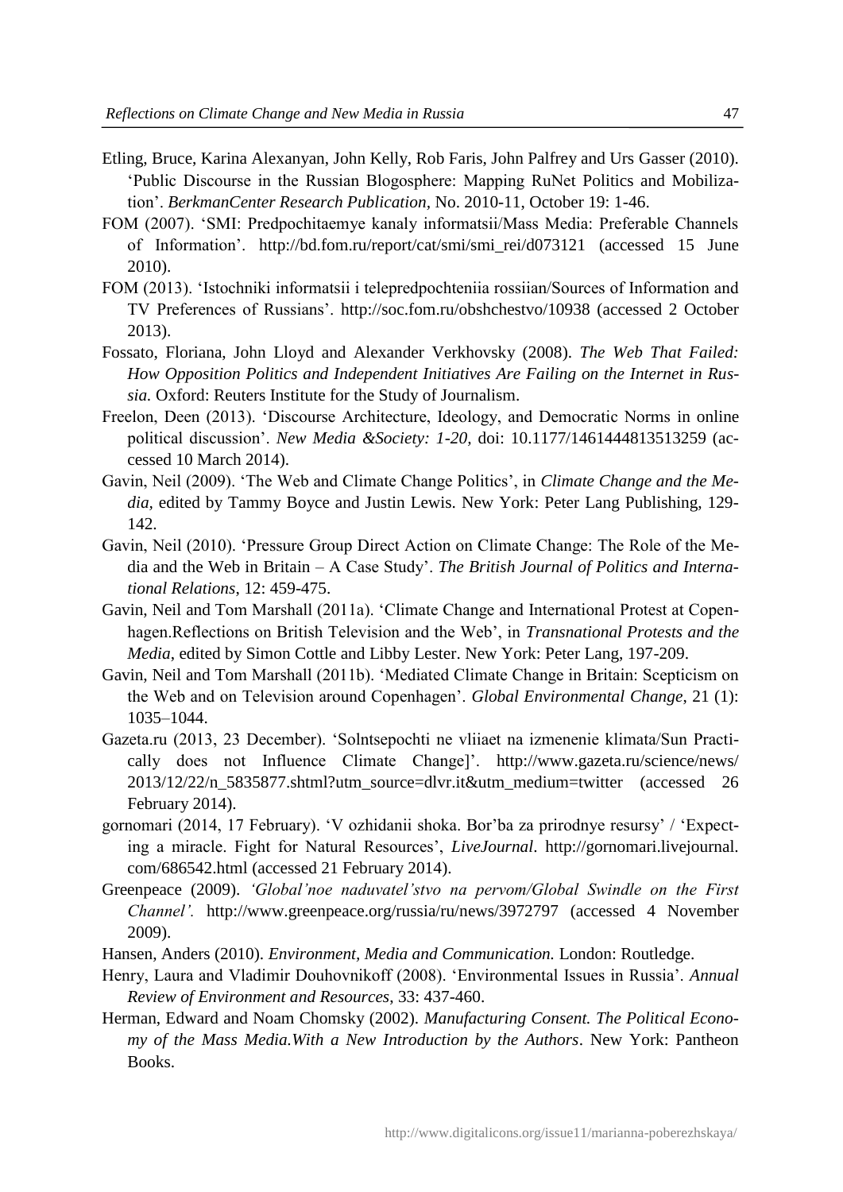Etling, Bruce, Karina Alexanyan, John Kelly, Rob Faris, John Palfrey and Urs Gasser (2010). 'Public Discourse in the Russian Blogosphere: Mapping RuNet Politics and Mobilization'. *BerkmanCenter Research Publication,* No. 2010-11, October 19: 1-46.

FOM (2007). 'SMI: Predpochitaemye kanaly informatsii/Mass Media: Preferable Channels of Information'. http://bd.fom.ru/report/cat/smi/smi_rei/d073121 (accessed 15 June 2010).

FOM (2013). 'Istochniki informatsii i telepredpochteniia rossiian/Sources of Information and TV Preferences of Russians'. http://soc.fom.ru/obshchestvo/10938 (accessed 2 October 2013).

Fossato, Floriana, John Lloyd and Alexander Verkhovsky (2008). *The Web That Failed: How Opposition Politics and Independent Initiatives Are Failing on the Internet in Russia.* Oxford: Reuters Institute for the Study of Journalism.

Freelon, Deen (2013). 'Discourse Architecture, Ideology, and Democratic Norms in online political discussion'. *New Media &Society: 1-20,* doi: 10.1177/1461444813513259 (accessed 10 March 2014).

Gavin, Neil (2009). 'The Web and Climate Change Politics', in *Climate Change and the Media,* edited by Tammy Boyce and Justin Lewis. New York: Peter Lang Publishing, 129-142.

Gavin, Neil (2010). 'Pressure Group Direct Action on Climate Change: The Role of the Media and the Web in Britain – A Case Study'. *The British Journal of Politics and International Relations*, 12: 459-475.

Gavin, Neil and Tom Marshall (2011a). 'Climate Change and International Protest at Copenhagen.Reflections on British Television and the Web', in *Transnational Protests and the Media*, edited by Simon Cottle and Libby Lester. New York: Peter Lang, 197-209.

Gavin, Neil and Tom Marshall (2011b). 'Mediated Climate Change in Britain: Scepticism on the Web and on Television around Copenhagen'. *Global Environmental Change*, 21 (1): 1035–1044.

Gazeta.ru (2013, 23 December). 'Solntsepochti ne vliiaet na izmenenie klimata/Sun Practically does not Influence Climate Change]'. http://www.gazeta.ru/science/news/2013/12/22/n_5835877.shtml?utm_source=dlvr.it&utm_medium=twitter (accessed 26 February 2014).

gornomari (2014, 17 February). 'V ozhidanii shoka. Bor'ba za prirodnye resursy' / 'Expecting a miracle. Fight for Natural Resources', *LiveJournal*. http://gornomari.livejournal.com/686542.html (accessed 21 February 2014).

Greenpeace (2009). *'Global'noe naduvatel'stvo na pervom/Global Swindle on the First Channel'.* http://www.greenpeace.org/russia/ru/news/3972797 (accessed 4 November 2009).

Hansen, Anders (2010). *Environment, Media and Communication.* London: Routledge.

Henry, Laura and Vladimir Douhovnikoff (2008). 'Environmental Issues in Russia'. *Annual Review of Environment and Resources*, 33: 437-460.

Herman, Edward and Noam Chomsky (2002). *Manufacturing Consent. The Political Economy of the Mass Media.With a New Introduction by the Authors*. New York: Pantheon Books.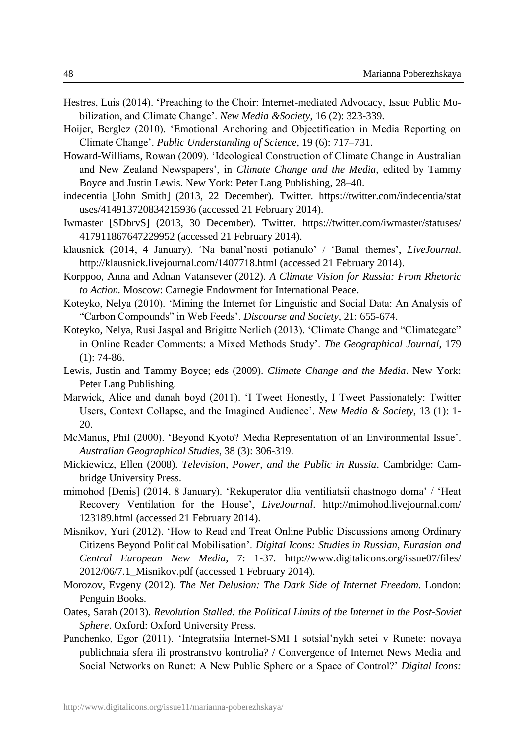Hestres, Luis (2014). 'Preaching to the Choir: Internet-mediated Advocacy, Issue Public Mobilization, and Climate Change'. *New Media &Society*, 16 (2): 323-339.

Hoijer, Berglez (2010). 'Emotional Anchoring and Objectification in Media Reporting on Climate Change'. *Public Understanding of Science*, 19 (6): 717–731.

Howard-Williams, Rowan (2009). 'Ideological Construction of Climate Change in Australian and New Zealand Newspapers', in *Climate Change and the Media*, edited by Tammy Boyce and Justin Lewis. New York: Peter Lang Publishing, 28–40.

indecentia [John Smith] (2013, 22 December). Twitter. https://twitter.com/indecentia/statuses/414913720834215936 (accessed 21 February 2014).

Iwmaster [SDbrvS] (2013, 30 December). Twitter. https://twitter.com/iwmaster/statuses/417911867647229952 (accessed 21 February 2014).

klausnick (2014, 4 January). 'Na banal'nosti potianulo' / 'Banal themes', *LiveJournal*. http://klausnick.livejournal.com/1407718.html (accessed 21 February 2014).

Korppoo, Anna and Adnan Vatansever (2012). *A Climate Vision for Russia: From Rhetoric to Action.* Moscow: Carnegie Endowment for International Peace.

Koteyko, Nelya (2010). 'Mining the Internet for Linguistic and Social Data: An Analysis of "Carbon Compounds" in Web Feeds'. *Discourse and Society*, 21: 655-674.

Koteyko, Nelya, Rusi Jaspal and Brigitte Nerlich (2013). 'Climate Change and "Climategate" in Online Reader Comments: a Mixed Methods Study'. *The Geographical Journal*, 179 (1): 74-86.

Lewis, Justin and Tammy Boyce; eds (2009). *Climate Change and the Media*. New York: Peter Lang Publishing.

Marwick, Alice and danah boyd (2011). 'I Tweet Honestly, I Tweet Passionately: Twitter Users, Context Collapse, and the Imagined Audience'. *New Media & Society*, 13 (1): 1-20.

McManus, Phil (2000). 'Beyond Kyoto? Media Representation of an Environmental Issue'. *Australian Geographical Studies*, 38 (3): 306-319.

Mickiewicz, Ellen (2008). *Television, Power, and the Public in Russia*. Cambridge: Cambridge University Press.

mimohod [Denis] (2014, 8 January). 'Rekuperator dlia ventiliatsii chastnogo doma' / 'Heat Recovery Ventilation for the House', *LiveJournal*. http://mimohod.livejournal.com/123189.html (accessed 21 February 2014).

Misnikov, Yuri (2012). 'How to Read and Treat Online Public Discussions among Ordinary Citizens Beyond Political Mobilisation'. *Digital Icons: Studies in Russian, Eurasian and Central European New Media*, 7: 1-37. http://www.digitalicons.org/issue07/files/2012/06/7.1_Misnikov.pdf (accessed 1 February 2014).

Morozov, Evgeny (2012). *The Net Delusion: The Dark Side of Internet Freedom.* London: Penguin Books.

Oates, Sarah (2013). *Revolution Stalled: the Political Limits of the Internet in the Post-Soviet Sphere*. Oxford: Oxford University Press.

Panchenko, Egor (2011). 'Integratsiia Internet-SMI I sotsial'nykh setei v Runete: novaya publichnaia sfera ili prostranstvo kontrolia? / Convergence of Internet News Media and Social Networks on Runet: A New Public Sphere or a Space of Control?' *Digital Icons:*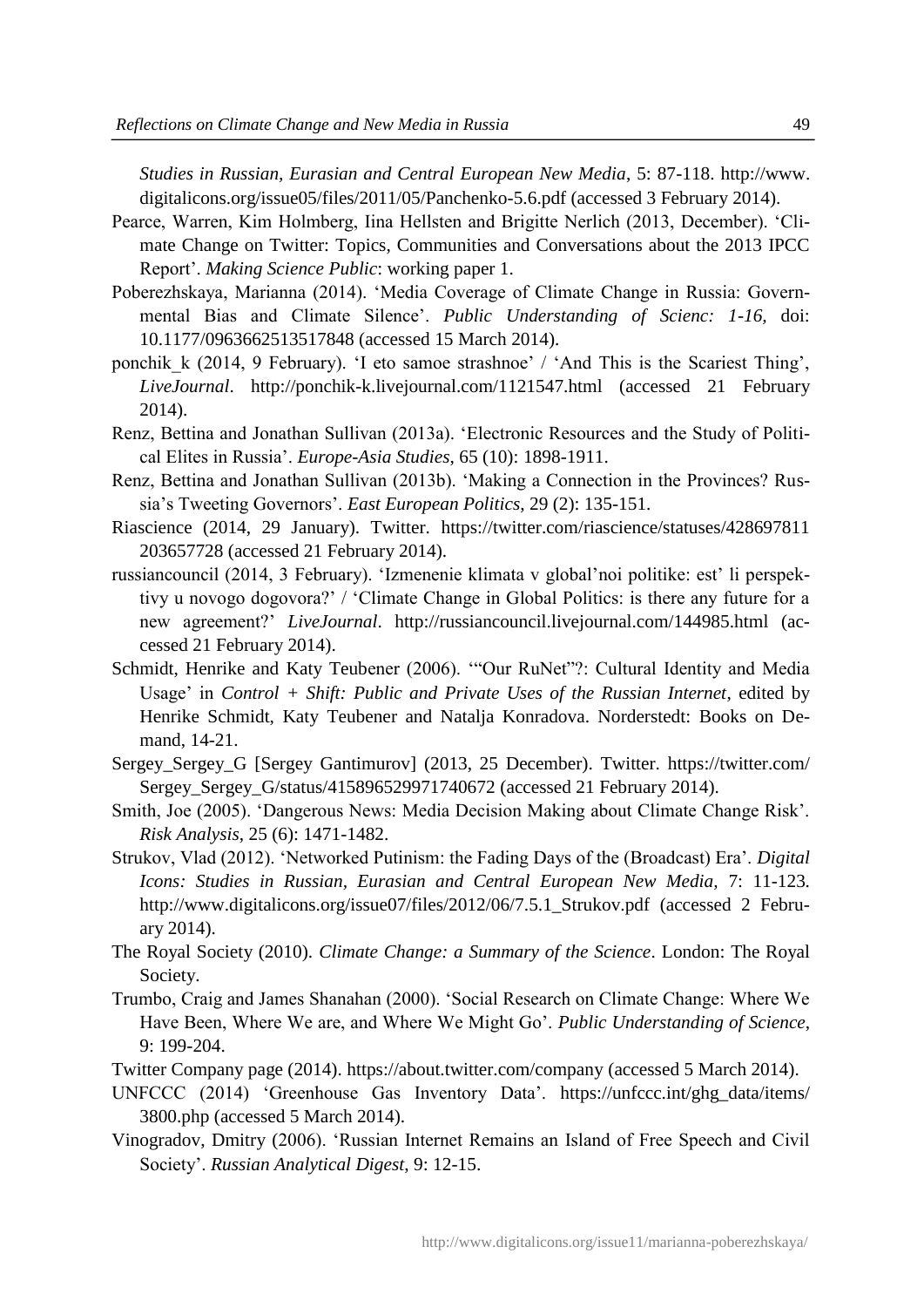*Studies in Russian, Eurasian and Central European New Media*, 5: 87-118. http://www.digitalicons.org/issue05/files/2011/05/Panchenko-5.6.pdf (accessed 3 February 2014).

Pearce, Warren, Kim Holmberg, Iina Hellsten and Brigitte Nerlich (2013, December). 'Climate Change on Twitter: Topics, Communities and Conversations about the 2013 IPCC Report'. *Making Science Public*: working paper 1.

Poberezhskaya, Marianna (2014). 'Media Coverage of Climate Change in Russia: Governmental Bias and Climate Silence'. *Public Understanding of Scienc: 1-16,* doi: 10.1177/0963662513517848 (accessed 15 March 2014).

ponchik_k (2014, 9 February). 'I eto samoe strashnoe' / 'And This is the Scariest Thing', *LiveJournal*. http://ponchik-k.livejournal.com/1121547.html (accessed 21 February 2014).

Renz, Bettina and Jonathan Sullivan (2013a). 'Electronic Resources and the Study of Political Elites in Russia'. *Europe-Asia Studies*, 65 (10): 1898-1911.

Renz, Bettina and Jonathan Sullivan (2013b). 'Making a Connection in the Provinces? Russia's Tweeting Governors'. *East European Politics*, 29 (2): 135-151.

Riascience (2014, 29 January). Twitter. https://twitter.com/riascience/statuses/428697811203657728 (accessed 21 February 2014).

russiancouncil (2014, 3 February). 'Izmenenie klimata v global'noi politike: est' li perspektivy u novogo dogovora?' / 'Climate Change in Global Politics: is there any future for a new agreement?' *LiveJournal*. http://russiancouncil.livejournal.com/144985.html (accessed 21 February 2014).

Schmidt, Henrike and Katy Teubener (2006). '"Our RuNet"?: Cultural Identity and Media Usage' in *Control + Shift: Public and Private Uses of the Russian Internet*, edited by Henrike Schmidt, Katy Teubener and Natalja Konradova. Norderstedt: Books on Demand, 14-21.

Sergey_Sergey_G [Sergey Gantimurov] (2013, 25 December). Twitter. https://twitter.com/Sergey_Sergey_G/status/415896529971740672 (accessed 21 February 2014).

Smith, Joe (2005). 'Dangerous News: Media Decision Making about Climate Change Risk'. *Risk Analysis*, 25 (6): 1471-1482.

Strukov, Vlad (2012). 'Networked Putinism: the Fading Days of the (Broadcast) Era'. *Digital Icons: Studies in Russian, Eurasian and Central European New Media,* 7: 11-123. http://www.digitalicons.org/issue07/files/2012/06/7.5.1_Strukov.pdf (accessed 2 February 2014).

The Royal Society (2010). *Climate Change: a Summary of the Science*. London: The Royal Society.

Trumbo, Craig and James Shanahan (2000). 'Social Research on Climate Change: Where We Have Been, Where We are, and Where We Might Go'. *Public Understanding of Science*, 9: 199-204.

Twitter Company page (2014). https://about.twitter.com/company (accessed 5 March 2014).

UNFCCC (2014) 'Greenhouse Gas Inventory Data'. https://unfccc.int/ghg_data/items/3800.php (accessed 5 March 2014).

Vinogradov, Dmitry (2006). 'Russian Internet Remains an Island of Free Speech and Civil Society'. *Russian Analytical Digest*, 9: 12-15.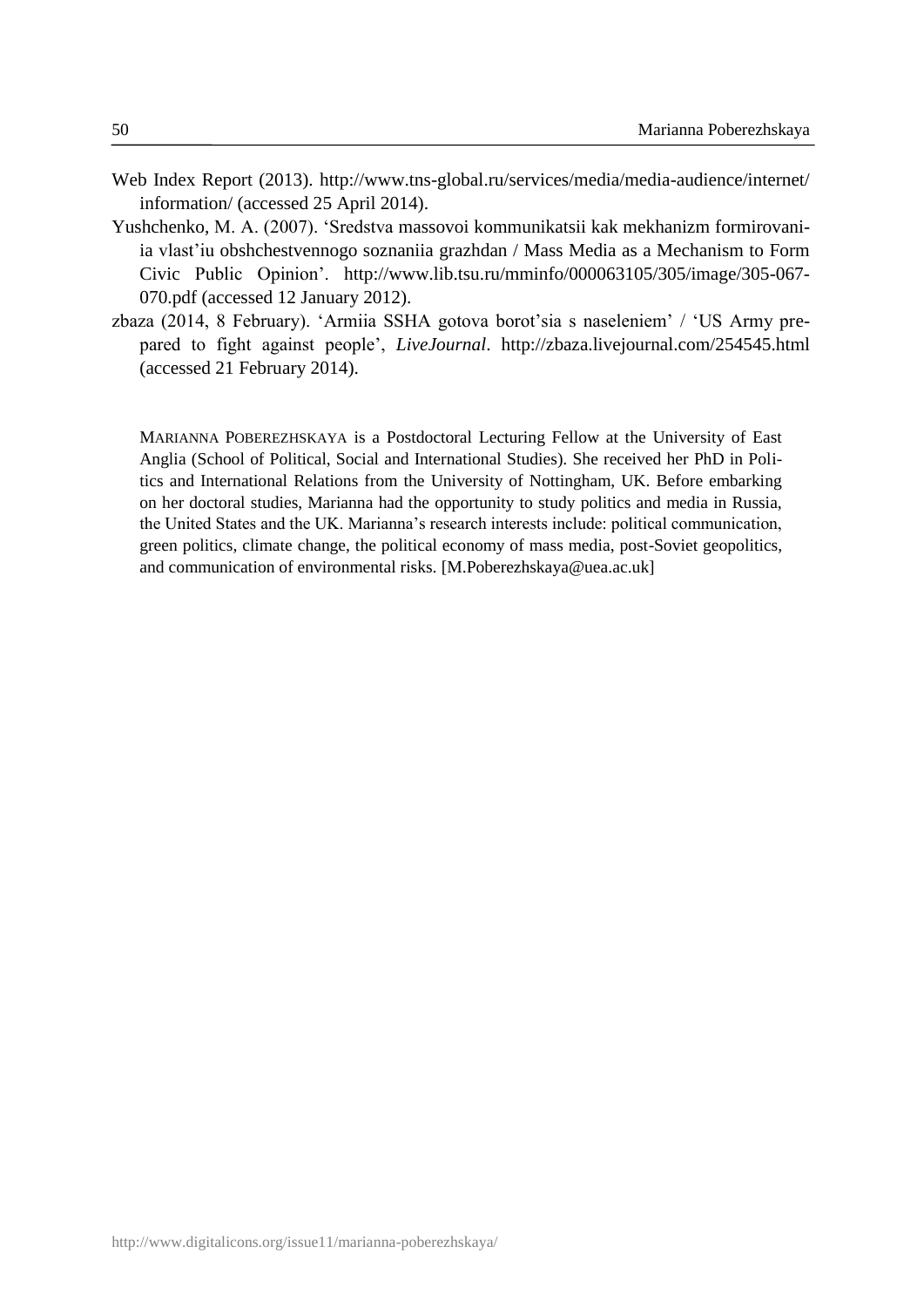Web Index Report (2013). http://www.tns-global.ru/services/media/media-audience/internet/information/ (accessed 25 April 2014).

Yushchenko, M. A. (2007). 'Sredstva massovoi kommunikatsii kak mekhanizm formirovaniia vlast'iu obshchestvennogo soznaniia grazhdan / Mass Media as a Mechanism to Form Civic Public Opinion'. http://www.lib.tsu.ru/mminfo/000063105/305/image/305-067-070.pdf (accessed 12 January 2012).

zbaza (2014, 8 February). 'Armiia SSHA gotova borot'sia s naseleniem' / 'US Army prepared to fight against people', *LiveJournal*. http://zbaza.livejournal.com/254545.html (accessed 21 February 2014).

MARIANNA POBEREZHSKAYA is a Postdoctoral Lecturing Fellow at the University of East Anglia (School of Political, Social and International Studies). She received her PhD in Politics and International Relations from the University of Nottingham, UK. Before embarking on her doctoral studies, Marianna had the opportunity to study politics and media in Russia, the United States and the UK. Marianna's research interests include: political communication, green politics, climate change, the political economy of mass media, post-Soviet geopolitics, and communication of environmental risks. [M.Poberezhskaya@uea.ac.uk]